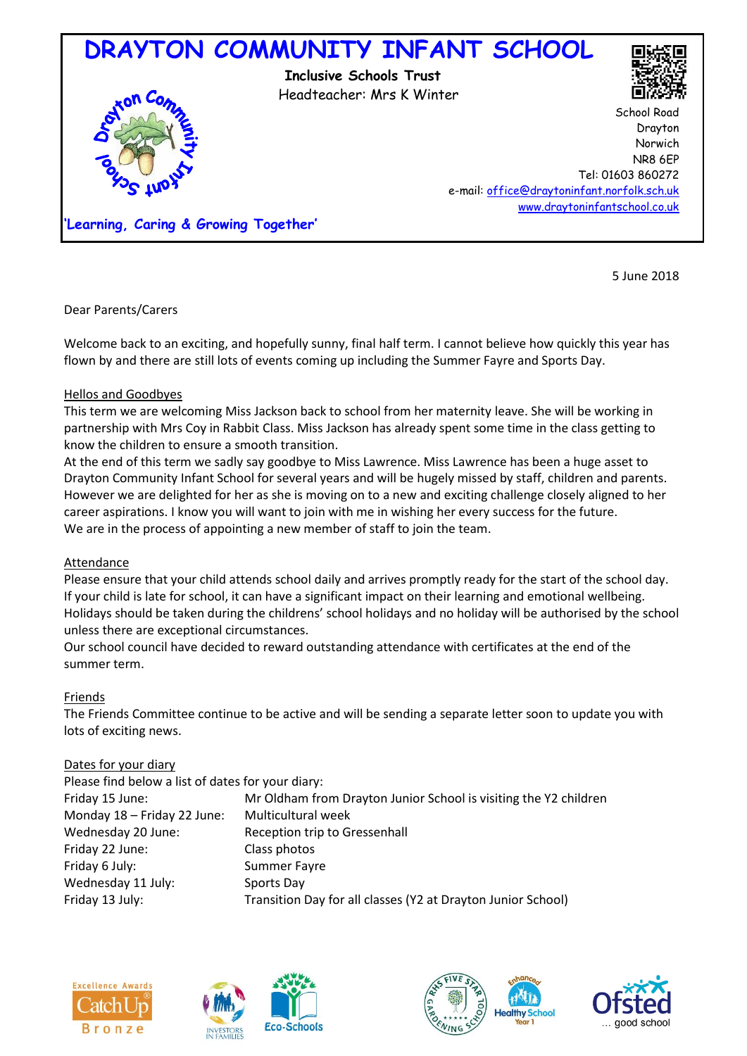# DRAYTON COMMUNITY INFANT SCHOOL

**Inclusive Schools Trust**
Headteacher: Mrs K Winter

School Road
Drayton
Norwich
NR8 6EP
Tel: 01603 860272
e-mail: office@draytoninfant.norfolk.sch.uk
www.draytoninfantschool.co.uk

**'Learning, Caring & Growing Together'**

5 June 2018

Dear Parents/Carers

Welcome back to an exciting, and hopefully sunny, final half term. I cannot believe how quickly this year has flown by and there are still lots of events coming up including the Summer Fayre and Sports Day.

## Hellos and Goodbyes

This term we are welcoming Miss Jackson back to school from her maternity leave. She will be working in partnership with Mrs Coy in Rabbit Class. Miss Jackson has already spent some time in the class getting to know the children to ensure a smooth transition.

At the end of this term we sadly say goodbye to Miss Lawrence. Miss Lawrence has been a huge asset to Drayton Community Infant School for several years and will be hugely missed by staff, children and parents. However we are delighted for her as she is moving on to a new and exciting challenge closely aligned to her career aspirations. I know you will want to join with me in wishing her every success for the future.

We are in the process of appointing a new member of staff to join the team.

## Attendance

Please ensure that your child attends school daily and arrives promptly ready for the start of the school day. If your child is late for school, it can have a significant impact on their learning and emotional wellbeing. Holidays should be taken during the childrens' school holidays and no holiday will be authorised by the school unless there are exceptional circumstances.

Our school council have decided to reward outstanding attendance with certificates at the end of the summer term.

## Friends

The Friends Committee continue to be active and will be sending a separate letter soon to update you with lots of exciting news.

## Dates for your diary

Please find below a list of dates for your diary:

| | |
|---|---|
| Friday 15 June: | Mr Oldham from Drayton Junior School is visiting the Y2 children |
| Monday 18 – Friday 22 June: | Multicultural week |
| Wednesday 20 June: | Reception trip to Gressenhall |
| Friday 22 June: | Class photos |
| Friday 6 July: | Summer Fayre |
| Wednesday 11 July: | Sports Day |
| Friday 13 July: | Transition Day for all classes (Y2 at Drayton Junior School) |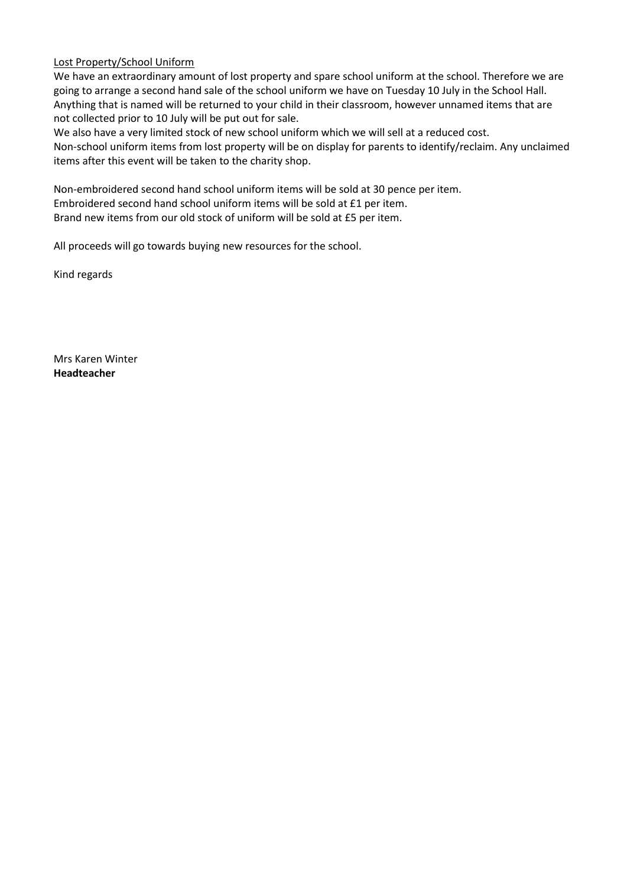Lost Property/School Uniform

We have an extraordinary amount of lost property and spare school uniform at the school. Therefore we are going to arrange a second hand sale of the school uniform we have on Tuesday 10 July in the School Hall. Anything that is named will be returned to your child in their classroom, however unnamed items that are not collected prior to 10 July will be put out for sale.

We also have a very limited stock of new school uniform which we will sell at a reduced cost.

Non-school uniform items from lost property will be on display for parents to identify/reclaim. Any unclaimed items after this event will be taken to the charity shop.

Non-embroidered second hand school uniform items will be sold at 30 pence per item.
Embroidered second hand school uniform items will be sold at £1 per item.
Brand new items from our old stock of uniform will be sold at £5 per item.

All proceeds will go towards buying new resources for the school.

Kind regards

Mrs Karen Winter
**Headteacher**